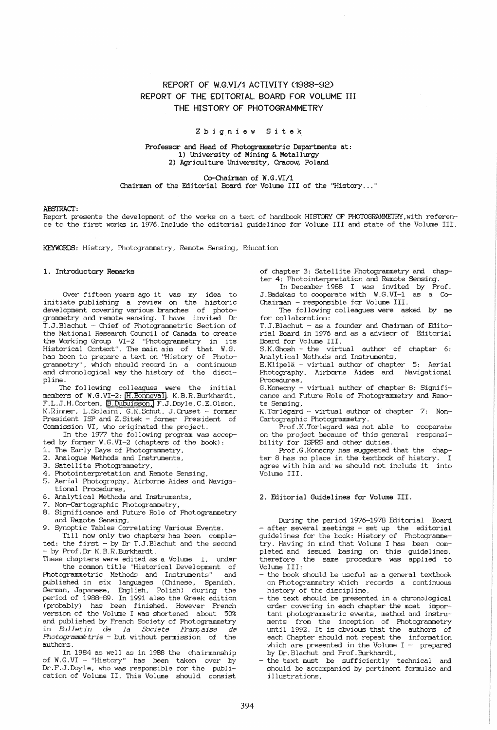# REPORT OF W.G.VI/1 ACTIVITY (1988-92)
# REPORT OF THE EDITORIAL BOARD FOR VOLUME III
# THE HISTORY OF PHOTOGRAMMETRY

Zbigniew Sitek

Professor and Head of Photogrammetric Departments at:
1) University of Mining & Metallurgy
2) Agriculture University, Cracow, Poland

Co-Chairman of W.G.VI/1
Chairman of the Editorial Board for Volume III of the "History..."

**ABSTRACT:**
Report presents the development of the works on a text of handbook HISTORY OF PHOTOGRAMMETRY, with reference to the first works in 1976. Include the editorial guidelines for Volume III and state of the Volume III.

**KEYWORDS:** History, Photogrammetry, Remote Sensing, Education

## 1. Introductory Remarks

Over fifteen years ago it was my idea to initiate publishing a review on the historic development covering various branches of photogrammetry and remote sensing. I have invited Dr T.J.Blachut - Chief of Photogrammetric Section of the National Research Council of Canada to create the Working Group VI-2 "Photogrammetry in its Historical Context". The main aim of that W.G. has been to prepare a text on "History of Photogrammetry", which should record in a continuous and chronological way the history of the discipline.

The following colleagues were the initial members of W.G.VI-2: H.Bonneval, K.B.R.Burkhardt, F.L.J.H.Corten, B.Dubuisson, F.J.Doyle, C.E.Olson, K.Rinner, L.Solaini, G.K.Schut, J.Cruset - former President ISP and Z.Sitek - former President of Commission VI, who originated the project.

In the 1977 the following program was accepted by former W.G.VI-2 (chapters of the book):

1. The Early Days of Photogrammetry,
2. Analogue Methods and Instruments,
3. Satellite Photogrammetry,
4. Photointerpretation and Remote Sensing,
5. Aerial Photography, Airborne Aides and Navigational Procedures,
6. Analytical Methods and Instruments,
7. Non-Cartographic Photogrammetry,
8. Significance and Future Role of Photogrammetry and Remote Sensing,
9. Synoptic Tables Correlating Various Events.

Till now only two chapters has been completed: the first - by Dr T.J.Blachut and the second - by Prof.Dr K.B.R.Burkhardt.

These chapters were edited as a Volume I, under the common title "Historical Development of Photogrammetric Methods and Instruments" and published in six languages (Chinese, Spanish, German, Japanese, English, Polish) during the period of 1988-89. In 1991 also the Greek edition (probably) has been finished. However French version of the Volume I was shortened about 50% and published by French Society of Photogrammetry in *Bulletin de la Societe Française de Photogrammétrie* - but without permission of the authors.

In 1984 as well as in 1988 the chairmanship of W.G.VI - "History" has been taken over by Dr.F.J.Doyle, who was responsible for the publication of Volume II. This Volume should consist of chapter 3: Satellite Photogrammetry and chapter 4: Photointerpretation and Remote Sensing.

In December 1988 I was invited by Prof. J.Badekas to cooperate with W.G.VI-1 as a Co-Chairman - responsible for Volume III.

The following colleagues were asked by me for collaboration:

T.J.Blachut - as a founder and Chairman of Editorial Board in 1976 and as a advisor of Editorial Board for Volume III,

S.K.Ghosh - the virtual author of chapter 6: Analytical Methods and Instruments,

E.Klipelä - virtual author of chapter 5: Aerial Photography, Airborne Aides and Navigational Procedures,

G.Konecny - virtual author of chapter 8: Significance and Future Role of Photogrammetry and Remote Sensing,

K.Torlegard - virtual author of chapter 7: Non-Cartographic Photogrammetry.

Prof.K.Torlegard was not able to cooperate on the project because of this general responsibility for ISPRS and other duties.

Prof.G.Konecny has suggested that the chapter 8 has no place in the textbook of history. I agree with him and we should not include it into Volume III.

## 2. Editorial Guidelines for Volume III.

During the period 1976-1978 Editorial Board - after several meetings - set up the editorial guidelines for the book: History of Photogrammetry. Having in mind that Volume I has been completed and issued basing on this guidelines, therefore the same procedure was applied to Volume III:

- the book should be useful as a general textbook on Photogrammetry which records a continuous history of the discipline,
- the text should be presented in a chronological order covering in each chapter the most important photogrammetric events, method and instruments from the inception of Photogrammetry until 1992. It is obvious that the authors of each Chapter should not repeat the information which are presented in the Volume I - prepared by Dr.Blachut and Prof.Burkhardt,
- the text must be sufficiently technical and should be accompanied by pertinent formulae and illustrations,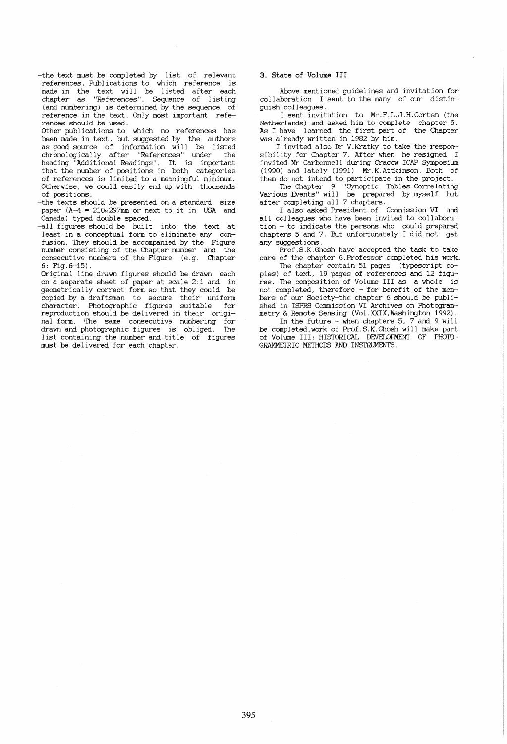-the text must be completed by list of relevant references. Publications to which reference is made in the text will be listed after each chapter as "References". Sequence of listing (and numbering) is determined by the sequence of reference in the text. Only most important references should be used.

Other publications to which no references has been made in text, but suggested by the authors as good source of information will be listed chronologically after "References" under the heading "Additional Readings". It is important that the number of positions in both categories of references is limited to a meaningful minimum. Otherwise, we could easily end up with thousands of positions,

-the texts should be presented on a standard size paper (A-4 = 210x297mm or next to it in USA and Canada) typed double spaced.

-all figures should be built into the text at least in a conceptual form to eliminate any confusion. They should be accompanied by the Figure number consisting of the Chapter number and the consecutive numbers of the Figure (e.g. Chapter 6: Fig.6-15).

Original line drawn figures should be drawn each on a separate sheet of paper at scale 2:1 and in geometrically correct form so that they could be copied by a draftsman to secure their uniform character. Photographic figures suitable for reproduction should be delivered in their original form. The same consecutive numbering for drawn and photographic figures is obliged. The list containing the number and title of figures must be delivered for each chapter.

## 3. State of Volume III

Above mentioned guidelines and invitation for collaboration I sent to the many of our distinguish colleagues.

I sent invitation to Mr.F.L.J.H.Corten (the Netherlands) and asked him to complete chapter 5. As I have learned the first part of the Chapter was already written in 1982 by him.

I invited also Dr V.Kratky to take the responsibility for Chapter 7. After when he resigned I invited Mr Carbonnell during Cracow ICAP Symposium (1990) and lately (1991) Mr.K.Attkinson. Both of them do not intend to participate in the project.

The Chapter 9 "Synoptic Tables Correlating Various Events" will be prepared by myself but after completing all 7 chapters.

I also asked President of Commission VI and all colleagues who have been invited to collaboration - to indicate the persons who could prepared chapters 5 and 7. But unfortunately I did not get any suggestions.

Prof.S.K.Ghosh have accepted the task to take care of the chapter 6.Professor completed his work.

The chapter contain 51 pages (typescript copies) of text, 19 pages of references and 12 figures. The composition of Volume III as a whole is not completed, therefore - for benefit of the members of our Society-the chapter 6 should be published in ISPRS Commission VI Archives on Photogrammetry & Remote Sensing (Vol.XXIX,Washington 1992).

In the future - when chapters 5, 7 and 9 will be completed,work of Prof.S.K.Ghosh will make part of Volume III: HISTORICAL DEVELOPMENT OF PHOTOGRAMMETRIC METHODS AND INSTRUMENTS.